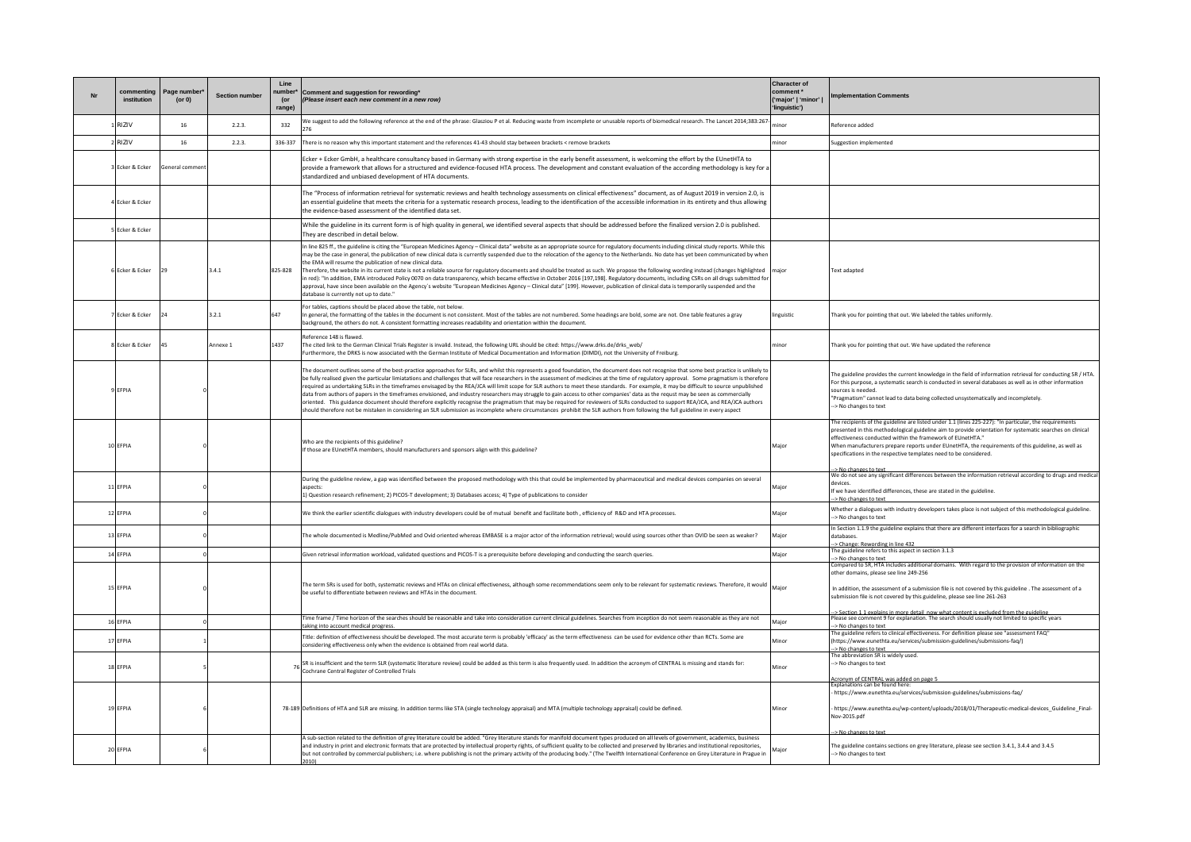| Nr | commenting institution | Page number* (or 0) | Section number | Line number* (or range) | Comment and suggestion for rewording* (Please insert each new comment in a new row) | Character of comment * ('major' \| 'minor' \| 'linguistic') | Implementation Comments |
|---|---|---|---|---|---|---|---|
| 1 | RIZIV | 16 | 2.2.3. | 332 | We suggest to add the following reference at the end of the phrase: Glasziou P et al. Reducing waste from incomplete or unusable reports of biomedical research. The Lancet 2014;383:267-276 | minor | Reference added |
| 2 | RIZIV | 16 | 2.2.3. | 336-337 | There is no reason why this important statement and the references 41-43 should stay between brackets < remove brackets | minor | Suggestion implemented |
| 3 | Ecker & Ecker | General comment | | | Ecker + Ecker GmbH, a healthcare consultancy based in Germany with strong expertise in the early benefit assessment, is welcoming the effort by the EUnetHTA to provide a framework that allows for a structured and evidence-focused HTA process. The development and constant evaluation of the according methodology is key for a standardized and unbiased development of HTA documents. | | |
| 4 | Ecker & Ecker | | | | The "Process of information retrieval for systematic reviews and health technology assessments on clinical effectiveness" document, as of August 2019 in version 2.0, is an essential guideline that meets the criteria for a systematic research process, leading to the identification of the accessible information in its entirety and thus allowing the evidence-based assessment of the identified data set. | | |
| 5 | Ecker & Ecker | | | | While the guideline in its current form is of high quality in general, we identified several aspects that should be addressed before the finalized version 2.0 is published. They are described in detail below. | | |
| 6 | Ecker & Ecker | 29 | 3.4.1 | 825-828 | In line 825 ff., the guideline is citing the "European Medicines Agency – Clinical data" website as an appropriate source for regulatory documents including clinical study reports. While this may be the case in general, the publication of new clinical data is currently suspended due to the relocation of the agency to the Netherlands. No date has yet been communicated by when the EMA will resume the publication of new clinical data.<br>Therefore, the website in its current state is not a reliable source for regulatory documents and should be treated as such. We propose the following wording instead (changes highlighted in red): "In addition, EMA introduced Policy 0070 on data transparency, which became effective in October 2016 [197,198]. Regulatory documents, including CSRs on all drugs submitted for approval, have since been available on the Agency's website "European Medicines Agency – Clinical data" [199]. However, publication of clinical data is temporarily suspended and the database is currently not up to date." | major | Text adapted |
| 7 | Ecker & Ecker | 24 | 3.2.1 | 647 | For tables, captions should be placed above the table, not below.<br>In general, the formatting of the tables in the document is not consistent. Most of the tables are not numbered. Some headings are bold, some are not. One table features a gray background, the others do not. A consistent formatting increases readability and orientation within the document. | linguistic | Thank you for pointing that out. We labeled the tables uniformly. |
| 8 | Ecker & Ecker | 45 | Annexe 1 | 1437 | Reference 148 is flawed.<br>The cited link to the German Clinical Trials Register is invalid. Instead, the following URL should be cited: https://www.drks.de/drks_web/<br>Furthermore, the DRKS is now associated with the German Institute of Medical Documentation and Information (DIMDI), not the University of Freiburg. | minor | Thank you for pointing that out. We have updated the reference |
| 9 | EFPIA | 0 | | | The document outlines some of the best-practice approaches for SLRs, and whilst this represents a good foundation, the document does not recognise that some best practice is unlikely to be fully realised given the particular limiatations and challenges that will face researchers in the assessment of medicines at the time of regulatory approval. Some pragmatism is therefore required as undertaking SLRs in the timeframes envisaged by the REA/JCA will limit scope for SLR authors to meet these standards. For example, it may be difficult to source unpublished data from authors of papers in the timeframes envisioned, and industry researchers may struggle to gain access to other companies' data as the requst may be seen as commercially oriented. This guidance document should therefore explicitly recognise the pragmatism that may be required for reviewers of SLRs conducted to support REA/JCA, and REA/JCA authors should therefore not be mistaken in considering an SLR submission as incomplete where circumstances prohibit the SLR authors from following the full guideline in every aspect | | The guideline provides the current knowledge in the field of information retrieval for conducting SR / HTA. For this purpose, a systematic search is conducted in several databases as well as in other information sources is needed.<br>"Pragmatism" cannot lead to data being collected unsystematically and incompletely.<br>--> No changes to text |
| 10 | EFPIA | 0 | | | Who are the recipients of this guideline?<br>If those are EUnetHTA members, should manufacturers and sponsors align with this guideline? | Major | The recipients of the guideline are listed under 1.1 (lines 225-227): "In particular, the requirements presented in this methodological guideline aim to provide orientation for systematic searches on clinical effectiveness conducted within the framework of EUnetHTA."<br>When manufacturers prepare reports under EUnetHTA, the requirements of this guideline, as well as specifications in the respective templates need to be considered.<br>--> No changes to text |
| 11 | EFPIA | 0 | | | During the guideline review, a gap was identified between the proposed methodology with this that could be implemented by pharmaceutical and medical devices companies on several aspects:<br>1) Question research refinement; 2) PICOS-T development; 3) Databases access; 4) Type of publications to consider | Major | We do not see any significant differences between the information retrieval according to drugs and medical devices.<br>If we have identified differences, these are stated in the guideline.<br>--> No changes to text |
| 12 | EFPIA | 0 | | | We think the earlier scientific dialogues with industry developers could be of mutual benefit and facilitate both , efficiency of R&D and HTA processes. | Major | Whether a dialogues with industry developers takes place is not subject of this methodological guideline.<br>--> No changes to text |
| 13 | EFPIA | 0 | | | The whole documented is Medline/PubMed and Ovid oriented whereas EMBASE is a major actor of the information retrieval; would using sources other than OVID be seen as weaker? | Major | In Section 1.1.9 the guideline explains that there are different interfaces for a search in bibliographic databases.<br>--> Change: Rewording in line 432 |
| 14 | EFPIA | 0 | | | Given retrieval information workload, validated questions and PICOS-T is a prerequisite before developing and conducting the search queries. | Major | The guideline refers to this aspect in section 3.1.3<br>--> No changes to text |
| 15 | EFPIA | 0 | | | The term SRs is used for both, systematic reviews and HTAs on clinical effectiveness, although some recommendations seem only to be relevant for systematic reviews. Therefore, it would be useful to differentiate between reviews and HTAs in the document. | Major | Compared to SR, HTA includes additional domains. With regard to the provision of information on the other domains, please see line 249-256<br><br>In addition, the assessment of a submission file is not covered by this guideline . The assessment of a submission file is not covered by this guideline, please see line 261-263<br><br>--> Section 1.1 explains in more detail how what content is excluded from the guideline |
| 16 | EFPIA | 0 | | | Time frame / Time horizon of the searches should be reasonable and take into consideration current clinical guidelines. Searches from inception do not seem reasonable as they are not taking into account medical progress. | Major | Please see comment 9 for explanation. The search should usually not limited to specific years<br>--> No changes to text |
| 17 | EFPIA | 1 | | | Title: definition of effectiveness should be developed. The most accurate term is probably 'efficacy' as the term effectiveness can be used for evidence other than RCTs. Some are considering effectiveness only when the evidence is obtained from real world data. | Minor | The guideline refers to clinical effectiveness. For definition please see "assessment FAQ" (https://www.eunethta.eu/services/submission-guidelines/submissions-faq/)<br>--> No changes to text |
| 18 | EFPIA | 5 | | 76 | SR is insufficient and the term SLR (systematic literature review) could be added as this term is also frequently used. In addition the acronym of CENTRAL is missing and stands for: Cochrane Central Register of Controlled Trials | Minor | The abbreviation SR is widely used.<br>--> No changes to text<br><br>Acronym of CENTRAL was added on page 5 |
| 19 | EFPIA | 6 | | 78-189 | Definitions of HTA and SLR are missing. In addition terms like STA (single technology appraisal) and MTA (multiple technology appraisal) could be defined. | Minor | Explanations can be found here:<br>- https://www.eunethta.eu/services/submission-guidelines/submissions-faq/<br><br>- https://www.eunethta.eu/wp-content/uploads/2018/01/Therapeutic-medical-devices_Guideline_Final-Nov-2015.pdf<br><br>--> No changes to text |
| 20 | EFPIA | 6 | | | A sub-section related to the definition of grey literature could be added. "Grey literature stands for manifold document types produced on all levels of government, academics, business and industry in print and electronic formats that are protected by intellectual property rights, of sufficient quality to be collected and preserved by libraries and institutional repositories, but not controlled by commercial publishers; i.e. where publishing is not the primary activity of the producing body." (The Twelfth International Conference on Grey Literature in Prague in 2010) | Major | The guideline contains sections on grey literature, please see section 3.4.1, 3.4.4 and 3.4.5<br>--> No changes to text |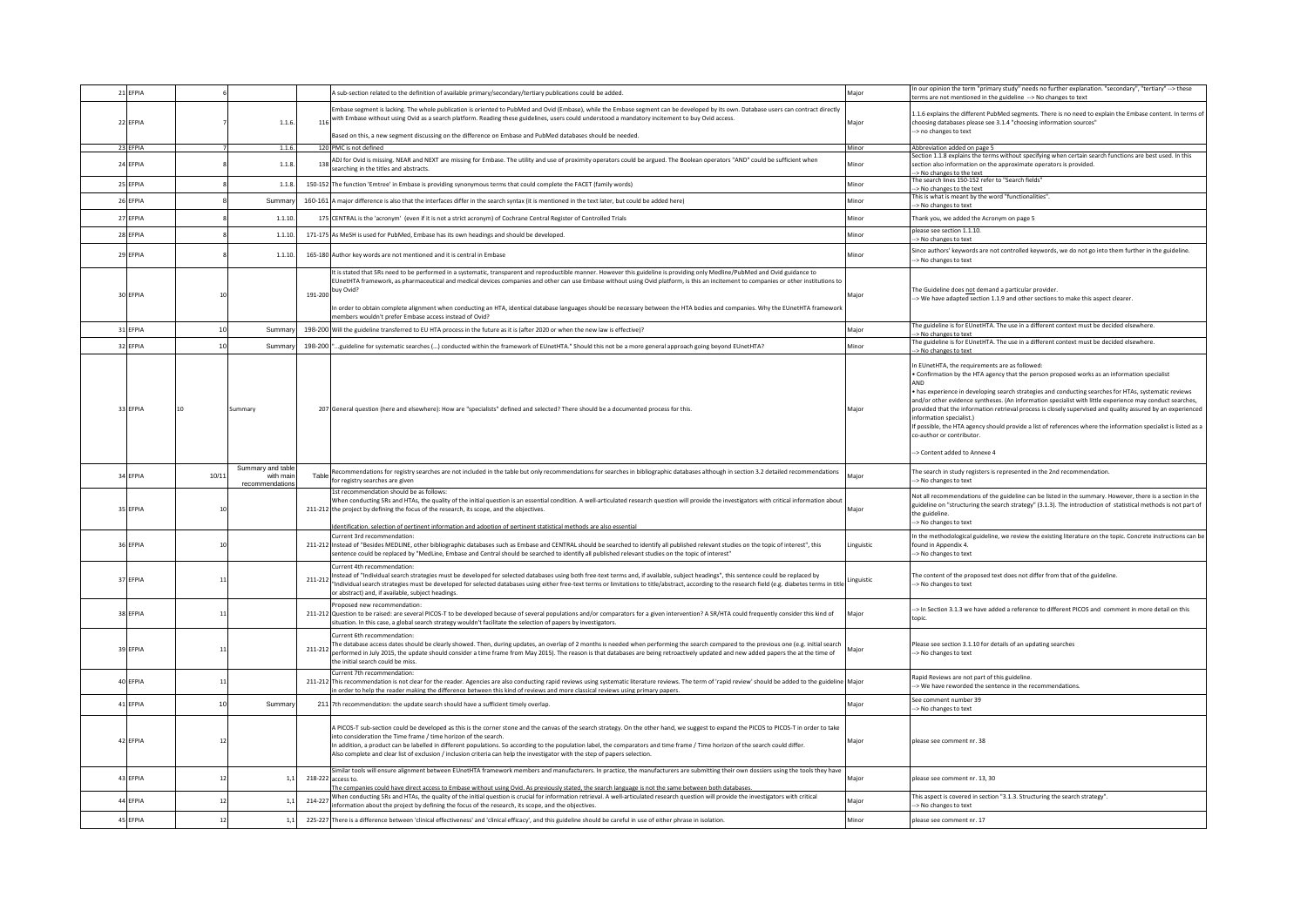| 21 | EFPIA | 6 | | | A sub-section related to the definition of available primary/secondary/tertiary publications could be added. | Major | In our opinion the term "primary study" needs no further explanation. "secondary", "tertiary" --> these terms are not mentioned in the guideline --> No changes to text |
|---|---|---|---|---|---|---|---|
| 22 | EFPIA | 7 | 1.1.6. | 116 | Embase segment is lacking. The whole publication is oriented to PubMed and Ovid (Embase), while the Embase segment can be developed by its own. Database users can contract directly with Embase without using Ovid as a search platform. Reading these guidelines, users could understood a mandatory incitement to buy Ovid access.<br><br>Based on this, a new segment discussing on the difference on Embase and PubMed databases should be needed. | Major | 1.1.6 explains the different PubMed segments. There is no need to explain the Embase content. In terms of choosing databases please see 3.1.4 "choosing information sources"<br>--> no changes to text |
| 23 | EFPIA | 7 | 1.1.6. | 120 | PMC is not defined | Minor | Abbreviation added on page 5 |
| 24 | EFPIA | 8 | 1.1.8. | 138 | ADJ for Ovid is missing. NEAR and NEXT are missing for Embase. The utility and use of proximity operators could be argued. The Boolean operators "AND" could be sufficient when searching in the titles and abstracts. | Minor | Section 1.1.8 explains the terms without specifying when certain search functions are best used. In this section also information on the approximate operators is provided.<br>--> No changes to the text |
| 25 | EFPIA | 8 | 1.1.8. | 150-152 | The function 'Emtree' in Embase is providing synonymous terms that could complete the FACET (family words) | Minor | The search lines 150-152 refer to "Search fields"<br>--> No changes to the text |
| 26 | EFPIA | 8 | Summary | 160-161 | A major difference is also that the interfaces differ in the search syntax (it is mentioned in the text later, but could be added here) | Minor | This is what is meant by the word "functionalities".<br>--> No changes to text |
| 27 | EFPIA | 8 | 1.1.10. | 175 | CENTRAL is the 'acronym' (even if it is not a strict acronym) of Cochrane Central Register of Controlled Trials | Minor | Thank you, we added the Acronym on page 5 |
| 28 | EFPIA | 8 | 1.1.10. | 171-175 | As MeSH is used for PubMed, Embase has its own headings and should be developed. | Minor | please see section 1.1.10.<br>--> No changes to text |
| 29 | EFPIA | 8 | 1.1.10. | 165-180 | Author key words are not mentioned and it is central in Embase | Minor | Since authors' keywords are not controlled keywords, we do not go into them further in the guideline.<br>--> No changes to text |
| 30 | EFPIA | 10 | | 191-200 | It is stated that SRs need to be performed in a systematic, transparent and reproductible manner. However this guideline is providing only Medline/PubMed and Ovid guidance to EUnetHTA framework, as pharmaceutical and medical devices companies and other can use Embase without using Ovid platform, is this an incitement to companies or other institutions to buy Ovid?<br><br>In order to obtain complete alignment when conducting an HTA, identical database languages should be necessary between the HTA bodies and companies. Why the EUnetHTA framework members wouldn't prefer Embase access instead of Ovid? | Major | The Guideline does not demand a particular provider.<br>--> We have adapted section 1.1.9 and other sections to make this aspect clearer. |
| 31 | EFPIA | 10 | Summary | 198-200 | Will the guideline transferred to EU HTA process in the future as it is (after 2020 or when the new law is effective)? | Major | The guideline is for EUnetHTA. The use in a different context must be decided elsewhere.<br>--> No changes to text |
| 32 | EFPIA | 10 | Summary | 198-200 | "...guideline for systematic searches (...) conducted within the framework of EUnetHTA." Should this not be a more general approach going beyond EUnetHTA? | Minor | The guideline is for EUnetHTA. The use in a different context must be decided elsewhere.<br>--> No changes to text |
| 33 | EFPIA | 10 | Summary | 207 | General question (here and elsewhere): How are "specialists" defined and selected? There should be a documented process for this. | Major | In EUnetHTA, the requirements are as followed:<br>• Confirmation by the HTA agency that the person proposed works as an information specialist<br>AND<br>• has experience in developing search strategies and conducting searches for HTAs, systematic reviews and/or other evidence syntheses. (An information specialist with little experience may conduct searches, provided that the information retrieval process is closely supervised and quality assured by an experienced information specialist.)<br>If possible, the HTA agency should provide a list of references where the information specialist is listed as a co-author or contributor.<br><br>--> Content added to Annexe 4 |
| 34 | EFPIA | 10/11 | Summary and table with main recommendations | Table | Recommendations for registry searches are not included in the table but only recommendations for searches in bibliographic databases although in section 3.2 detailed recommendations for registry searches are given | Major | The search in study registers is represented in the 2nd recommendation.<br>--> No changes to text |
| 35 | EFPIA | 10 | | 211-212 | 1st recommendation should be as follows:<br>When conducting SRs and HTAs, the quality of the initial question is an essential condition. A well-articulated research question will provide the investigators with critical information about the project by defining the focus of the research, its scope, and the objectives.<br><br>Identification, selection of pertinent information and adoption of pertinent statistical methods are also essential | Major | Not all recommendations of the guideline can be listed in the summary. However, there is a section in the guideline on "structuring the search strategy" (3.1.3). The introduction of statistical methods is not part of the guideline.<br>--> No changes to text |
| 36 | EFPIA | 10 | | 211-212 | Current 3rd recommendation:<br>Instead of "Besides MEDLINE, other bibliographic databases such as Embase and CENTRAL should be searched to identify all published relevant studies on the topic of interest", this sentence could be replaced by "MedLine, Embase and Central should be searched to identify all published relevant studies on the topic of interest" | Linguistic | In the methodological guideline, we review the existing literature on the topic. Concrete instructions can be found in Appendix 4.<br>--> No changes to text |
| 37 | EFPIA | 11 | | 211-212 | Current 4th recommendation:<br>Instead of "Individual search strategies must be developed for selected databases using both free-text terms and, if available, subject headings", this sentence could be replaced by "Individual search strategies must be developed for selected databases using either free-text terms or limitations to title/abstract, according to the research field (e.g. diabetes terms in title or abstract) and, if available, subject headings. | Linguistic | The content of the proposed text does not differ from that of the guideline.<br>--> No changes to text |
| 38 | EFPIA | 11 | | 211-212 | Proposed new recommendation:<br>Question to be raised: are several PICOS-T to be developed because of several populations and/or comparators for a given intervention? A SR/HTA could frequently consider this kind of situation. In this case, a global search strategy wouldn't facilitate the selection of papers by investigators. | Major | --> In Section 3.1.3 we have added a reference to different PICOS and comment in more detail on this topic. |
| 39 | EFPIA | 11 | | 211-212 | Current 6th recommendation:<br>The database access dates should be clearly showed. Then, during updates, an overlap of 2 months is needed when performing the search compared to the previous one (e.g. initial search performed in July 2015, the update should consider a time frame from May 2015). The reason is that databases are being retroactively updated and new added papers the at the time of the initial search could be miss. | Major | Please see section 3.1.10 for details of an updating searches<br>--> No changes to text |
| 40 | EFPIA | 11 | | 211-212 | Current 7th recommendation:<br>This recommendation is not clear for the reader. Agencies are also conducting rapid reviews using systematic literature reviews. The term of 'rapid review' should be added to the guideline in order to help the reader making the difference between this kind of reviews and more classical reviews using primary papers. | Major | Rapid Reviews are not part of this guideline.<br>--> We have reworded the sentence in the recommendations. |
| 41 | EFPIA | 10 | Summary | 211 | 7th recommendation: the update search should have a sufficient timely overlap. | Major | See comment number 39<br>--> No changes to text |
| 42 | EFPIA | 12 | | | A PICOS-T sub-section could be developed as this is the corner stone and the canvas of the search strategy. On the other hand, we suggest to expand the PICOS to PICOS-T in order to take into consideration the Time frame / time horizon of the search.<br>In addition, a product can be labelled in different populations. So according to the population label, the comparators and time frame / Time horizon of the search could differ.<br>Also complete and clear list of exclusion / inclusion criteria can help the investigator with the step of papers selection. | Major | please see comment nr. 38 |
| 43 | EFPIA | 12 | 1,1 | 218-222 | Similar tools will ensure alignment between EUnetHTA framework members and manufacturers. In practice, the manufacturers are submitting their own dossiers using the tools they have access to.<br>The companies could have direct access to Embase without using Ovid. As previously stated, the search language is not the same between both databases. | Major | please see comment nr. 13, 30 |
| 44 | EFPIA | 12 | 1,1 | 214-227 | When conducting SRs and HTAs, the quality of the initial question is crucial for information retrieval. A well-articulated research question will provide the investigators with critical information about the project by defining the focus of the research, its scope, and the objectives. | Major | This aspect is covered in section "3.1.3. Structuring the search strategy".<br>--> No changes to text |
| 45 | EFPIA | 12 | 1,1 | 225-227 | There is a difference between 'clinical effectiveness' and 'clinical efficacy', and this guideline should be careful in use of either phrase in isolation. | Minor | please see comment nr. 17 |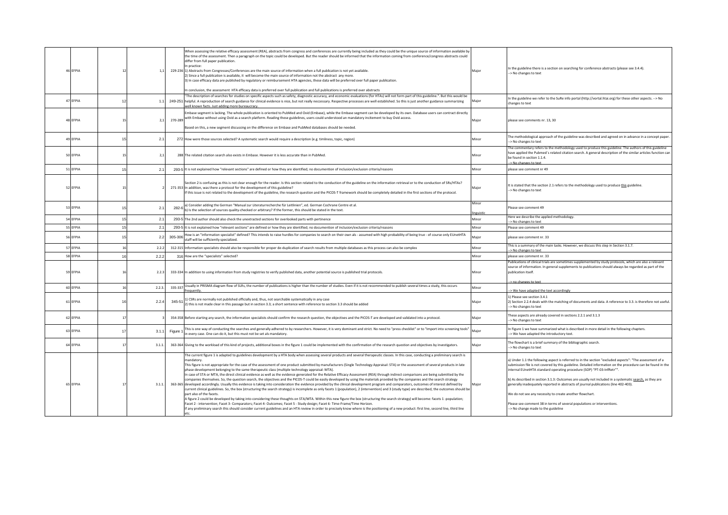| 46 | EFPIA | | 12 | 1,1 | 229-236 | When assessing the relative efficacy assessment (REA), abstracts from congress and conferences are currently being included as they could be the unique source of information available by the time of the assessment. Then a paragraph on the topic could be developed. But the reader should be informed that the information coming from conference/congress abstracts could differ from full paper publication.<br>In practice:<br>1) Abstracts from Congresses/Conferences are the main source of information when a full publication is not yet available.<br>2) Since a full publication is available, it will become the main source of information not the abstract any more.<br>3) In case efficacy data are published by regulatory or reimbursement HTA agencies, these data will be preferred over full paper publication.<br><br>In conclusion, the assessment HTA efficacy data is preferred over full publication and full publications is preferred over abstracts | Major | In the guideline there is a section on searching for conference abstracts (please see 3.4.4).<br>--> No changes to text |
|---|---|---|---|---|---|---|---|---|
| 47 | EFPIA | | 12 | 1.1 | 249-251 | "The description of searches for studies on specific aspects such as safety, diagnostic accuracy, and economic evaluations (for HTAs) will not form part of this guideline.". But this would be helpful. A reproduction of search guidance for clinical evidence is nice, but not really neccessary. Respective processes are well established. So this is just another guidance summarizing well known facts. Just adding more bureaucracy. | Major | In the guideline we refer to the SuRe info portal (http://vortal.htai.org) for these other aspects. --> No changes to text |
| 48 | EFPIA | | 15 | 2,1 | 270-289 | Embase segment is lacking. The whole publication is oriented to PubMed and Ovid (Embase), while the Embase segment can be developed by its own. Database users can contract directly with Embase without using Ovid as a search platform. Reading these guidelines, users could understood an mandatory incitement to buy Ovid access.<br><br>Based on this, a new segment discussing on the difference on Embase and PubMed databases should be needed. | Major | please see comments nr. 13, 30 |
| 49 | EFPIA | | 15 | 2.1 | 272 | How were those sources selected? A systematic search would require a description (e.g. timliness, topic, region) | Minor | The methodological approach of the guideline was described and agreed on in advance in a concept paper.<br>--> No changes to text |
| 50 | EFPIA | | 15 | 2,1 | 288 | The related citation search also exists in Embase. However it is less accurate than in PubMed. | Minor | The commentary refers to the methodology used to produce this guideline. The authors of this guideline have applied the Pubmed´s related citation search. A general description of the similar articles function can be found in section 1.1.4.<br>--> No changes to text |
| 51 | EFPIA | | 15 | 2.1 | 293-5 | It is not explained how "relevant sections" are defined or how they are identified; no documention of inclusion/exclusion criteria/reasons | Minor | please see comment nr 49 |
| 52 | EFPIA | | 15 | 2 | 271-353 | Section 2 is confusing as this is not clear enough for the reader. Is this section related to the conduction of the guideline on the information retrieval or to the conduction of SRs/HTAs? In addition, was there a protocol for the development of this guideline?<br>If this issue is not related to the development of the guideline, the research question and the PICOS-T framework should be completely detailed in the first sections of the protocol. | Major | It is stated that the section 2.1 refers to the methodology used to produce this guideline.<br>--> No changes to text |
| 53 | EFPIA | | 15 | 2.1 | 282-6 | a) Consider adding the German "Manual zur Literaturrecherche für Leitlinien", ed. German Cochrane Centre et al.<br>b) Is the selection of sources quality-checked or arbitrary? If the former, this should be stated in the text. | Minor<br>linguistic | Please see comment 49 |
| 54 | EFPIA | | 15 | 2.1 | 293-5 | The 2nd author should also check the unextracted sections for overlooked parts with pertinence | Minor | Here we describe the applied methodology.<br>--> No changes to text |
| 55 | EFPIA | | 15 | 2.1 | 293-5 | It is not explained how "relevant sections" are defined or how they are identified; no documention of inclusion/exclusion criteria/reasons | Minor | Please see comment 49 |
| 56 | EFPIA | | 15 | 2.2 | 305-306 | How is an "information specialist" defined? This intends to raise hurdles for companies to search on their own als - assumed with high probability of being true - of course only EUnetHTA staff will be sufficiently specialized. | Major | please see comment nr. 33 |
| 57 | EFPIA | | 16 | 2.2.2 | 312-315 | Information specialists should also be responsible for proper de-duplication of search results from multiple databases as this process can also be complex | Minor | This is a summary of the main tasks. However, we discuss this step in Section 3.1.7.<br>--> No changes to text |
| 58 | EFPIA | | 16 | 2.2.2 | 316 | How are the "specialists" selected? | Minor | please see comment nr. 33 |
| 59 | EFPIA | | 16 | 2.2.3 | 333-334 | In addition to using information from study registries to verify published data, another potential source is published trial protocols. | Minor | Publications of clinical trials are sometimes supplemented by study protocols, which are also a relevant source of information. In general supplements to publications should always be regarded as part of the publication itself.<br><br>--> no changes to text |
| 60 | EFPIA | | 16 | 2.2.3. | 335-337 | Usually in PRISMA diagram flow of SLRs, the number of publications is higher than the number of studies. Even if it is not recommended to publish several times a study, this occurs frequently. | Minor | --> We have adapted the text accordingly |
| 61 | EFPIA | | 16 | 2.2.4 | 345-51 | 1) CSRs are normally not published officially and, thus, not searchable systematically in any case<br>2) this is not made clear in this passage but in section 3.3; a short sentence with reference to section 3.3 should be added | Major | 1) Please see section 3.4.1<br>2) Section 2.2.4 deals with the matching of documents and data. A reference to 3.3. is therefore not useful.<br>--> No changes to text |
| 62 | EFPIA | | 17 | 3 | 354-358 | Before starting any search, the information specialists should confirm the research question, the objectives and the PICOS-T are developed and validated into a protocol. | Major | These aspects are already covered in sections 2.2.1 and 3.1.3<br>--> No changes to text |
| 63 | EFPIA | | 17 | 3.1.1 | Figure 1 | This is one way of conducting the searches and generally adhered to by researchers. However, it is very dominant and strict. No need to "press checklist" or to "Import into screening tools" in every case. One can do it, but this must not be set als mandatory. | Major | In Figure 1 we have summarized what is described in more detail in the following chapters.<br>--> We have adapted the introductory text. |
| 64 | EFPIA | | 17 | 3.1.1. | 363-364 | Giving to the workload of this kind of projects, additional boxes in the figure 1 could be implemented with the confirmation of the research question and objectives by investigators. | Major | The flowchart is a brief summary of the bibliographic search.<br>--> No changes to text |
| 65 | EFPIA | | 17 | 3.1.1. | 363-365 | The current figure 1 is adapted to guidelines development by a HTA body when assessing several products and several therapeutic classes. In this case, conducting a preliminary search is mandatory.<br>This figure is not appropriate for the case of the assessment of one product submitted by manufacturers (Single Technology Appraisal: STA) or the assessment of several products in late phase development belonging to the same therapeutic class (multiple technology appraisal: MTA).<br>In case of STA or MTA, the direct clinical evidence as well as the evidence generated for the Relative Efficacy Assessment (REA) through indirect comparisons are being submitting by the companies themselves. So, the question search, the objectives and the PICOS-T could be easily developed by using the materials provided by the companies and the search strategy developed accordingly. Usually this evidence is taking into consideration the evidence provided by the clinical development program and comparators, outcomes of interest defined by current clinical guidelines. So, the box (structuring the search strategy) is incomplete as only facets 1 (population), 2 (intervention) and 3 (study type) are described, the outcomes should be part also of the facets.<br>A figure 2 could be developed by taking into considering these thoughts on STA/MTA. Within this new figure the box (structuring the search strategy) will become: facets 1 -population; Facet 2 - intervention; Facet 3- Comparators; Facet 4- Outcomes; Facet 5 - Study design; Facet 6- Time-Frame/Time Horizon.<br>If any preliminary search this should consider current guidelines and an HTA review in order to precisely know where is the positioning of a new product: first line, second line, third line etc. | Major | a) Under 1.1 the following aspect is referred to in the section "excluded aspects": "The assessment of a submission file is not covered by this guideline. Detailed information on the procedure can be found in the internal EUnetHTA standard operating procedure (SOP) "PT-03-InfRetr"".<br><br>b) As described in section 3.1.3: Outcomes are usually not included in a systematic search, as they are generally inadequately reported in abstracts of journal publications (line 402-403).<br><br>We do not see any necessity to create another flowchart.<br><br>Please see comment 38 in terms of several populations or interventions.<br>--> No change made to the guideline |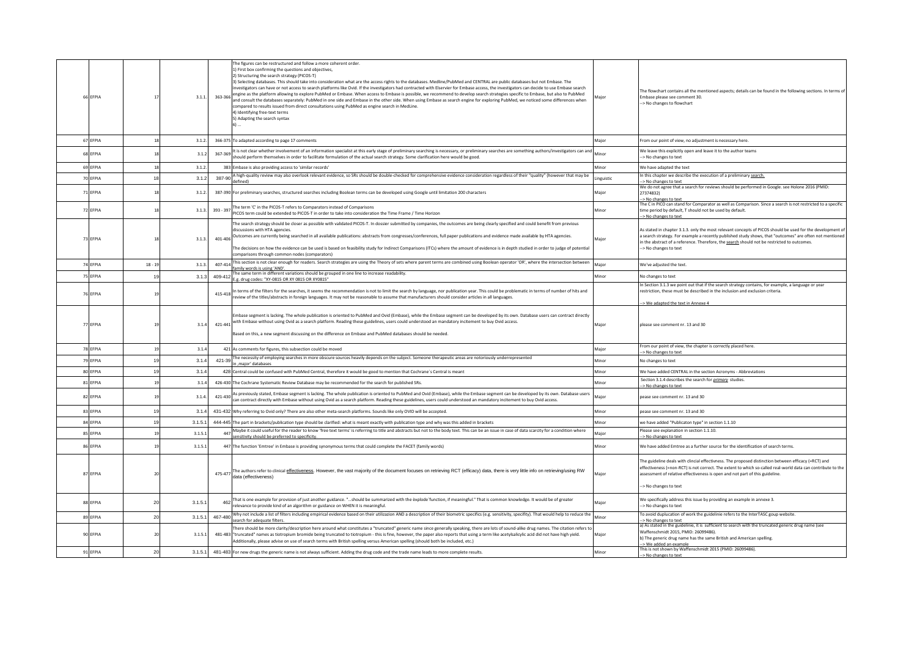| | | | | | | | |
|---|---|---|---|---|---|---|---|
| 66 | EFPIA | 17 | 3.1.1. | 363-366 | The figures can be restructured and follow a more coherent order.<br>1) First box confirming the questions and objectives,<br>2) Structuring the search strategy (PICOS-T)<br>3) Selecting databases. This should take into consideration what are the access rights to the databases. Medline/PubMed and CENTRAL are public databases but not Embase. The investigators can have or not access to search platforms like Ovid. If the investigators had contracted with Elservier for Embase access, the investigators can decide to use Embase search engine as the platform allowing to explore PubMed or Embase. When access to Embase is possible, we recommend to develop search strategies specific to Embase, but also to PubMed and consult the databases separately: PubMed in one side and Embase in the other side. When using Embase as search engine for exploring PubMed, we noticed some differences when compared to results issued from direct consultations using PubMed as engine search in MedLine.<br>4) Identifying free-text terms<br>5) Adapting the search syntax<br>6) ... | Major | The flowchart contains all the mentioned aspects; details can be found in the following sections. In terms of Embase please see comment 30.<br>--> No changes to flowchart |
| 67 | EFPIA | 18 | 3.1.2. | 366-375 | To adapted according to page 17 comments | Major | From our point of view, no adjustment is necessary here. |
| 68 | EFPIA | 18 | 3.1.2 | 367-369 | It is not clear whether involvement of an information specialist at this early stage of preliminary searching is necessary, or preliminary searches are something authors/investigators can and should perform themselves in order to facilitate formulation of the actual search strategy. Some clarification here would be good. | Minor | We leave this explicitly open and leave it to the author teams<br>--> No changes to text |
| 69 | EFPIA | 18 | 3.1.2. | 383 | Embase is also providing access to 'similar records' | Minor | We have adapted the text |
| 70 | EFPIA | 18 | 3.1.2 | 387-90 | A high-quality review may also overlook relevant evidence, so SRs should be double-checked for comprehensive evidence consideration regardless of their "quality" (however that may be defined) | Linguistic | In this chapter we describe the execution of a preliminary search.<br>--> No changes to text |
| 71 | EFPIA | 18 | 3.1.2. | 387-390 | For preliminary searches, structured searches including Boolean terms can be developed using Google until limitation 200 characters | Major | We do not agree that a search for reviews should be performed in Google. see Holone 2016 (PMID: 27374832)<br>--> No changes to text |
| 72 | EFPIA | 18 | 3.1.3. | 393 - 397 | The term 'C' in the PICOS-T refers to Comparators instead of Comparisons<br>PICOS term could be extended to PICOS-T in order to take into consideration the Time Frame / Time Horizon | Minor | The C in PICO can stand for Comparator as well as Comparison. Since a search is not restricted to a specific time period by default, T should not be used by default.<br>--> No changes to text |
| 73 | EFPIA | 18 | 3.1.3. | 401-406 | The search strategy should be closer as possible with validated PICOS-T. In dossier submitted by companies, the outcomes are being clearly specified and could benefit from previous discussions with HTA agencies.<br>Outcomes are currently being searched in all available publications: abstracts from congresses/conferences, full paper publications and evidence made available by HTA agencies.<br><br>The decisions on how the evidence can be used is based on feasibility study for Indirect Comparisons (ITCs) where the amount of evidence is in depth studied in order to judge of potential comparisons through common nodes (comparators) | Major | As stated in chapter 3.1.3. only the most relevant concepts of PICOS should be used for the development of a search strategy. For example a recently published study shows, that "outcomes" are often not mentioned in the abstract of a reference. Therefore, the search should not be restricted to outcomes.<br>--> No changes to text |
| 74 | EFPIA | 18 - 19 | 3.1.3. | 407-414 | This section is not clear enough for readers. Search strategies are using the Theory of sets where parent terms are combined using Boolean operator 'OR', where the intersection between family words is using 'AND'. | Major | We've adjusted the text. |
| 75 | EFPIA | 19 | 3.1.3 | 409-412 | The same term in different variations should be grouped in one line to increase readability.<br>E.g. drug codes: "XY-0815 OR XY 0815 OR XY0815" | Minor | No changes to text |
| 76 | EFPIA | 19 | | 415-418 | In terms of the filters for the searches, it seems the recommendation is not to limit the search by language, nor publication year. This could be problematic in terms of number of hits and review of the titles/abstracts in foreign languages. It may not be reasonable to assume that manufacturers should consider articles in all languages. | | In Section 3.1.3 we point out that if the search strategy contains, for example, a language or year restriction, these must be described in the inclusion and exclusion criteria.<br><br>--> We adapted the text in Annexe 4 |
| 77 | EFPIA | 19 | 3.1.4 | 421-441 | Embase segment is lacking. The whole publication is oriented to PubMed and Ovid (Embase), while the Embase segment can be developed by its own. Database users can contract directly with Embase without using Ovid as a search platform. Reading these guidelines, users could understood an mandatory incitement to buy Ovid access.<br><br>Based on this, a new segment discussing on the difference on Embase and PubMed databases should be needed. | Major | please see comment nr. 13 and 30 |
| 78 | EFPIA | 19 | 3.1.4 | 421 | As comments for figures, this subsection could be moved | Major | From our point of view, the chapter is correctly placed here.<br>--> No changes to text |
| 79 | EFPIA | 19 | 3.1.4 | 421-39 | The necessity of employing searches in more obscure sources heavily depends on the subject. Someone therapeutic areas are notoriously underrepresented in ‚major' databases | Minor | No changes to text |
| 80 | EFPIA | 19 | 3.1.4 | 428 | Central could be confused with PubMed Central, therefore it would be good to mention that Cochrane´s Central is meant | Minor | We have added CENTRAL in the section Acronyms - Abbreviations |
| 81 | EFPIA | 19 | 3.1.4 | 426-430 | The Cochrane Systematic Review Database may be recommended for the search for published SRs. | Minor | Section 3.1.4 describes the search for *primary* studies.<br>--> No changes to text |
| 82 | EFPIA | 19 | 3.1.4. | 421-430 | As previously stated, Embase segment is lacking. The whole publication is oriented to PubMed and Ovid (Embase), while the Embase segment can be developed by its own. Database users can contract directly with Embase without using Ovid as a search platform. Reading these guidelines, users could understood an mandatory incitement to buy Ovid access. | Major | pease see comment nr. 13 and 30 |
| 83 | EFPIA | 19 | 3.1.4 | 431-432 | Why referring to Ovid only? There are also other meta-search platforms. Sounds like only OVID will be accepted. | Minor | pease see comment nr. 13 and 30 |
| 84 | EFPIA | 19 | 3.1.5.1 | 444-445 | The part in brackets/publication type should be clarified: what is meant exactly with publication type and why was this added in brackets | Minor | we have added "Publicaton type" in section 1.1.10 |
| 85 | EFPIA | 19 | 3.1.5.1 | 447 | Maybe it could useful for the reader to know 'free text terms' is referring to title and abstracts but not to the body text. This can be an issue in case of data scarcity for a condition where sensitivity should be preferred to specificity. | Major | Please see explanation in section 1.1.10.<br>--> No changes to text |
| 86 | EFPIA | 19 | 3.1.5.1 | 447 | The function 'Emtree' in Embase is providing synonymous terms that could complete the FACET (family words) | Minor | We have added Emtree as a further source for the identification of search terms. |
| 87 | EFPIA | 20 | | 475-477 | The authors refer to clinical effectiveness. However, the vast majority of the document focuses on retrieving RCT (efficacy) data, there is very little info on retrieving/using RW data (effectiveness) | Major | The guideline deals with clincial effectivness. The proposed distinction between efficacy (=RCT) and effectiveness (=non-RCT) is not correct. The extent to which so-called real-world data can contribute to the assessment of relative effectiveness is open and not part of this guideline.<br><br>--> No changes to text |
| 88 | EFPIA | 20 | 3.1.5.1 | 462 | That is one example for provision of just another guidance. "...should be summarized with the èxplode'function, if meaningful." That is common knowledge. It would be of greater relevance to provide kind of an algorithm or guidance on WHEN it is meaningful. | Major | We specifically address this issue by providing an example in annexe 3.<br>--> No changes to text |
| 89 | EFPIA | 20 | 3.1.5.1 | 467-480 | Why not include a list of filters including empirical evidence based on their utilizaion AND a description of their biometric specifics (e.g. sensitivity, specifity). That would help to reduce the search for adequate filters. | Minor | To avoid duplucation of work the guidelinie refers to the InterTASC goup website.<br>--> No changes to text |
| 90 | EFPIA | 20 | 3.1.5.1 | 481-483 | There should be more clarity/description here around what constitutes a "truncated" generic name since generally speaking, there are lots of sound-alike drug names. The citation refers to "truncated" names as tiotropium bromide being truncated to tiotropium - this is fine, however, the paper also reports that using a term like acetylsalicylic acid did not have high yield. Additionally, please advise on use of search terms with British spelling versus American spelling (should both be included, etc.) | Major | a) As stated in the guideline, It is sufficient to search with the truncated generic drug name (see Waffenschmidt 2015, PMID: 26099486).<br>b) The generic drug name has the same British and American spelling.<br>--> We added an example |
| 91 | EFPIA | 20 | 3.1.5.1 | 481-483 | For new drugs the generic name is not always sufficient. Adding the drug code and the trade name leads to more complete results. | Minor | This is not shown by Waffenschmidt 2015 (PMID: 26099486).<br>--> No changes to text |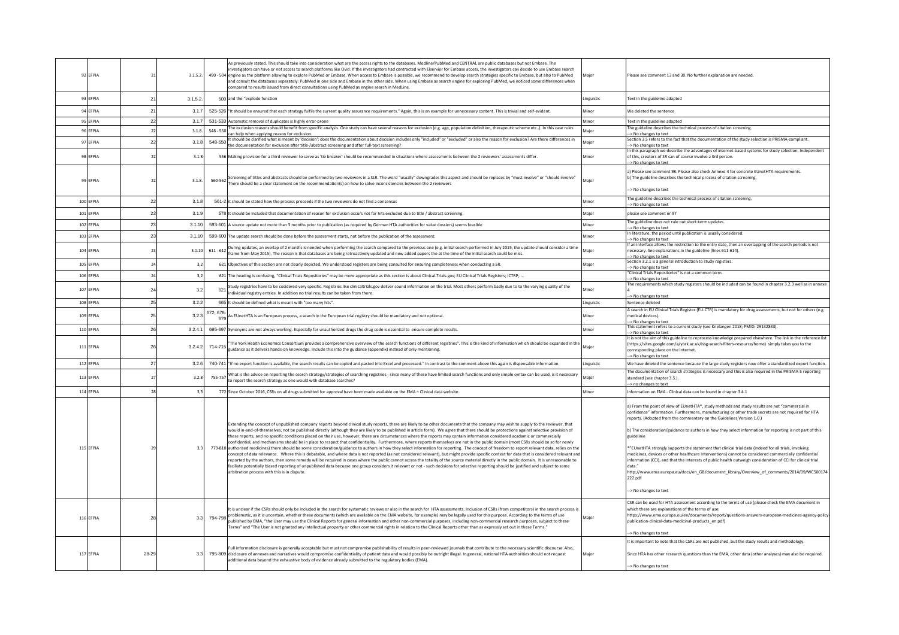| 92 | EFPIA | 21 | 3.1.5.2. | 490 - 504 | As previously stated. This should take into consideration what are the access rights to the databases. Medline/PubMed and CENTRAL are public databases but not Embase. The investigators can have or not access to search platforms like Ovid. If the investigators had contracted with Elservier for Embase access, the investigators can decide to use Embase search engine as the platform allowing to explore PubMed or Embase. When access to Embase is possible, we recommend to develop search strategies specific to Embase, but also to PubMed and consult the databases separately: PubMed in one side and Embase in the other side. When using Embase as search engine for exploring PubMed, we noticed some differences when compared to results issued from direct consultations using PubMed as engine search in MedLine. | Major | Please see comment 13 and 30. No further explanation are needed. |
|---|---|---|---|---|---|---|---|
| 93 | EFPIA | 21 | 3.1.5.2. | 500 | and the "explode function | Linguistic | Text in the guideline adapted |
| 94 | EFPIA | 21 | 3.1.7 | 525-526 | "It should be ensured that each strategy fulfils the current quality assurance requirements." Again, this is an example for unnecessary content. This is trivial and self-evident. | Minor | We deleted the sentence |
| 95 | EFPIA | 22 | 3.1.7 | 531-533 | Automatic removal of duplicates is highly error-prone | Minor | Text in the guideline adapted |
| 96 | EFPIA | 22 | 3.1.8. | 548 - 550 | The exclusion reasons should benefit from specific analysis. One study can have several reasons for exclusion (e.g. age, population definition, therapeutic scheme etc..). In this case rules can help when applying reason for exclusion. | Major | The guideline describes the technical process of citation screening.<br>--> No changes to text |
| 97 | EFPIA | 22 | 3.1.8 | 548-550 | It should be clarified what is meant by 'decision': does the documentation about decision includes only "included" or "excluded" or also the reason for exclusion? Are there differences in the documentation for exclusion after title-/abstract-screening and after full-text screening? | Major | Section 3.5 refers to the fact that the documentation of the study selection is PRISMA-compliant.<br>--> No changes to text |
| 98 | EFPIA | 22 | 3.1.8 | 556 | Making provision for a third reviewer to serve as 'tie breaker' should be recommended in situations where assessments between the 2 reviewers' assessments differ. | Minor | In this paragraph we describe the advantages of internet-based systems for study selection. Independent of this, creators of SR can of course involve a 3rd person.<br>--> No changes to text |
| 99 | EFPIA | 22 | 3.1.8. | 560-562 | Screening of titles and abstracts should be performed by two reviewers in a SLR. The word "usually" downgrades this aspect and should be replaces by "must involve" or "should involve" There should be a clear statement on the recommendation(s) on how to solve inconsistencies between the 2 reviewers | Major | a) Please see comment 98. Please also check Annexe 4 for concrete EUnetHTA requirements.<br>b) The guideline describes the technical process of citation screening.<br><br>--> No changes to text |
| 100 | EFPIA | 22 | 3.1.8 | 561-2 | It should be stated how the process proceeds if the two reviewers do not find a consensus | Minor | The guideline describes the technical process of citation screening.<br>--> No changes to text |
| 101 | EFPIA | 23 | 3.1.9 | 578 | It should be included that documentation of reason for exclusion occurs not for hits excluded due to title / abstract screening. | Major | please see comment nr 97 |
| 102 | EFPIA | 23 | 3.1.10 | 593-601 | A source update not more than 3 months prior to publication (as required by German HTA authorities for value dossiers) seems feasible | Minor | The guideline does not rule out short-term updates.<br>--> No changes to text |
| 103 | EFPIA | 23 | 3.1.10 | 599-600 | The update search should be done before the assessment starts, not before the publication of the assessment. | Minor | In literature, the period until publication is usually considered.<br>--> No changes to text |
| 104 | EFPIA | 23 | 3.1.10 | 611 - 612 | During updates, an overlap of 2 months is needed when performing the search compared to the previous one (e.g. initial search performed in July 2015, the update should consider a time frame from May 2015). The reason is that databases are being retroactively updated and new added papers the at the time of the initial search could be miss. | Major | If an interface allows the restriction to the entry date, then an overlapping of the search periods is not necessary. See explanations in the guideline (lines 611-614).<br>--> No changes to text |
| 105 | EFPIA | 24 | 3,2 | 621 | Objectives of this section are not clearly depicted. We understood registers are being consulted for ensuring completeness when conducting a SR. | Major | Section 3.2.1 is a general introduction to study registers.<br>--> No changes to text |
| 106 | EFPIA | 24 | 3,2 | 621 | The heading is confusing, "Clinical Trials Repositories" may be more appropriate as this section is about Clinical.Trials.gov; EU Clinical Trials Registers; ICTRP; ... | | "Clinical Trials Repositories" is not a common term.<br>--> No changes to text |
| 107 | EFPIA | 24 | 3.2 | 621 | Study registries have to be cosidered very specific. Registries like clinicaltrials.gov deliver sound information on the trial. Most others perform badly due to to the varying quality of the individual registry entries. In addition no trial results can be taken from there. | Minor | The requirements which study registers should be included can be found in chapter 3.2.3 well as in annexe 4<br>--> No changes to text |
| 108 | EFPIA | 25 | 3.2.2 | 665 | It should be defined what is meant with "too many hits". | Linguistic | Sentence deleted |
| 109 | EFPIA | 25 | 3.2.3 | 672; 678-679 | As EUnetHTA is an European process, a search in the European trial registry should be mandatory and not optional. | Minor | A search in EU Clinical Trials Register (EU-CTR) is mandatory for drug assessments, but not for others (e.g. medical devices).<br>--> No changes to text |
| 110 | EFPIA | 26 | 3.2.4.1 | 695-697 | Synonyms are not always working. Especially for unauthorized drugs the drug code is essential to ensure complete results. | Minor | This statement refers to a current study (see Knelangen 2018; PMID: 29132833).<br>--> No changes to text |
| 111 | EFPIA | 26 | 3.2.4.2 | 714-715 | "The York Health Economics Consortium provides a comprehensive overview of the search functions of different registries". This is the kind of information which should be expanded in the guidance as it delivers hands-on knowledge. Include this into the guidance (appendix) instead of only mentioning. | Major | It is not the aim of this guideline to reprocess knowledge prepared elsewhere. The link in the reference list (https://sites.google.com/a/york.ac.uk/issg-search-filters-resource/home) simply takes you to the corresponding place on the Internet.<br>--> No changes to text |
| 112 | EFPIA | 27 | 3.2.6 | 740-741 | "If no export function is available, the search results can be copied and pasted into Excel and processed." In contrast to the comment above this again is dispensable information. | Linguistic | We have deleted the sentence because the large study registers now offer a standardized export function. |
| 113 | EFPIA | 27 | 3.2.8 | 755-757 | What is the advice on reporting the search strategy/strategies of searching registries - since many of these have limited search functions and only simple syntax can be used, is it necessary to report the search strategy as one would with database searches? | Major | The documentation of search strategies is necessary and this is also required in the PRISMA-S reporting standard (see chapter 3.5.).<br>--> no changes to text |
| 114 | EFPIA | 28 | 3,3 | 772 | Since October 2016, CSRs on all drugs submitted for approval have been made available on the EMA – Clinical data website. | Minor | Information on EMA - Clinical data can be found in chapter 3.4.1 |
| 115 | EFPIA | 29 | 3,3 | 779-810 | Extending the concept of unpublished company reports beyond clinical study reports, there are likely to be other documents that the company may wish to supply to the reviewer, that would in-and-of-themselves, not be published directly (although they are likely to be published in article form). We agree that there should be protections against selective provision of these reports, and no specific conditions placed on their use, however, there are circumstances where the reports may contain information considered academic or commercially confidential, and mechanisms should be in place to respect that confidentiality. Furthermore, where reports themselves are not in the public domain (most CSRs should be so for newly authorised medicines) there should be some consideration/guidance to authors in how they select information for reporting. The concept of freedom to report relevant data, relies on the concept of data relevance. Where this is debatable, and where data is not reported (as not considered relevant), but might provide specific context for data that is considered relevant and reported by the authors, then some remedy will be required in cases where the public cannot access the totality of the source material directly in the public domain. It is unreasonable to facilitate potentially biased reporting of unpublished data becuase one group considers it relevant or not - such decisions for selective reporting should be justified and subject to some arbitration process with this is in dispute. | | a) From the point of view of EUnetHTA*, study methods and study results are not "commercial in confidence" information. Furthermore, manufacturing or other trade secrets are not required for HTA reports. (Adopted from the commentary on the Guidelines Version 1.0.)<br><br>b) The consideration/guidance to authors in how they select information for reporting is not part of this guidelinie<br><br>*"EUnetHTA strongly supports the statement that clinical trial data (indeed for all trials, involving medicines, devices or other healthcare interventions) cannot be considered commercially confidential information (CCI), and that the interests of public health outweigh consideration of CCI for clinical trial data."<br>http://www.ema.europa.eu/docs/en_GB/document_library/Overview_of_comments/2014/09/WC500174222.pdf<br><br>--> No changes to text |
| 116 | EFPIA | 28 | 3.3 | 794-798 | It is unclear if the CSRs should only be included in the search for systematic reviews or also in the search for HTA assessments. Inclusion of CSRs (from competitors) in the search process is problematic, as it is uncertain, whether these documents (which are available on the EMA website, for example) may be legally used for this purpose. According to the terms of use published by EMA, "the User may use the Clinical Reports for general information and other non-commercial purposes, including non-commercial research purposes, subject to these Terms" and "The User is not granted any intellectual property or other commercial rights in relation to the Clinical Reports other than as expressly set out in these Terms." | Major | CSR can be used for HTA assessment according to the terms of use (please check the EMA document in which there are explanations of the terms of use:<br>https://www.ema.europa.eu/en/documents/report/questions-answers-european-medicines-agency-policy-publication-clinical-data-medicinal-products_en.pdf)<br><br>--> No changes to text |
| 117 | EFPIA | 28-29 | 3.3 | 795-809 | Full information disclosure is generally acceptable but must not compromise publishability of results in peer-reviewed journals that contribute to the necessary scientific discourse. Also, disclosure of annexes and narratives would compromise confidentiality of patient data and would possibly be outright illegal. In general, national HTA authorities should not request additional data beyond the exhaustive body of evidence already submitted to the regulatory bodies (EMA). | Major | It is important to note that the CSRs are not published, but the study results and methodology.<br><br>Since HTA has other research questions than the EMA, other data (other analyses) may also be required.<br><br>--> No changes to text |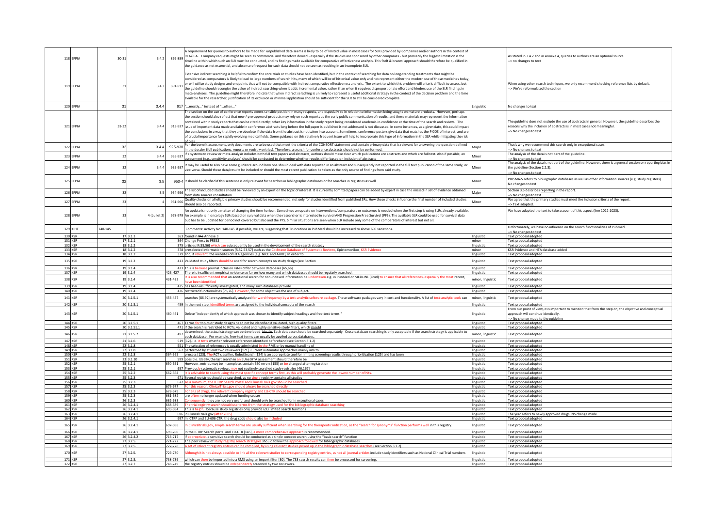| 118 | EFPIA | 30-31 | 3.4.2 | 869-889 | A requirement for queries to authors to be made for unpublished data seems is likely to be of limited value in most cases for SLRs provided by Companies and/or authors in the context of REA/JCA. Company requests might be seen as commercial and therefore denied - especially if the studies are sponsored by other companies - but primiarily the biggest limitation is the timeline within which an SLR must be conducted, and its findings made available for comparative effectiveness analysis. This 'belt & braces' approach should therefore be qualified in the guidance as not essesntial, and absense of request for such data should not be seen as resulting in an incomplete SLR. | | As stated in 3.4.2 and in Annexe 4, queries to authors are an optional source. --> no changes to text |
|---|---|---|---|---|---|---|---|
| 119 | EFPIA | 31 | 3.4.3 | 891-911 | Extensive indirect searching is helpful to confirm the core trials or studies have been identified, but in the context of searching for data on long-standing treatments that might be considered as comparators is likely to lead to large numbers of search hits, many of which will be of historical value only and not represent either the modern use of those medicines today, or will utilise study designs and endpoints that will not be compatible with indirect comparative effectiveness analysis. The extent to which this problem will arise is difficult to assess, but the guideline should recognise the value of indirect searching when it adds incremental value, rather than when it requires disproportionate effort and hinders use of the SLR findings in meta-analyses. The guideline might therefore indicate that when indirect searching is unlikely to represent a useful additional strategy in the context of the decision problem and the time available for the researcher, justification of its exclusion or minimal application should be sufficient for the SLR to still be considered complete. | | When using other search techniques, we only recommend checking reference lists by default. --> We've reformulated the section |
| 120 | EFPIA | 31 | 3.4.4 | 917 | "...mostly..." instead of "...often..." | Linguistic | No changes to text |
| 121 | EFPIA | 31-32 | 3.4.4 | 913-937 | The section on the use of conference reports seems sensible position in many respects, and especially so in relation to information being sought on mature products. However, perhaps the section should also reflect that new / pre-approval products may rely on such reports as the early public communication of results, and these materials may represent the information contained within study reports that can be cited directly; other key information in the study report being considered academic-in-confidence at the time of the search and review. The issue of important data made available in conference abstracts long before the full paper is published is not addressed is not discussed. In some instances, at a given date, this could impact the conclusions in a way that they are obsolete if the data from the abstract is not taken into account. Sometimes, conference posters give data that matches the PICOS of interest, and are of crucial importance for rapidly evolving medical fields. Some guidance on this relatively frequent issue will help to incorporate this type of information in the SLR while mitigating the risk of bias | | The guideline does not exclude the use of abstracts in general. However, the guideline describes the reasons why the inclusion of abstracts is in most cases not meaningful. --> No changes to text |
| 122 | EFPIA | 32 | 3.4.4 | 925-930 | For the benefit assessment, only documents are to be used that meet the criteria of the CONSORT statement and contain primary data that is relevant for answering the question defined in the dossier (full publications, reports or registry entries). Therefore, a search for conference abstracts should not be performed. | Major | That's why we recommend this search only in exceptional cases. --> No changes to text |
| 123 | EFPIA | 32 | 3.4.4 | 935-937 | If a systematic review or meta-analysis includes both full text papers and abstracts, authors should make clear which publications are abstracts and which are full text. Also if possible, an assessment (e.g., sensitivity analyses) should be conducted to determine whether results differ based on inclusion of abstracts | Minor | The analysis of the data is not part of the guideline. --> No changes to text |
| 124 | EFPIA | 32 | 3.4.4 | 935-937 | It may be useful to also have some guidance around how one should deal with data reported in an abstract and subsequently not reported in the full text publication of the same study, or vice versa. Should these data/results be included or should the most recent publication be taken as the only source of findings from said study. | Minor | The analysis of the data is not part of the guideline. However, there is a general section on reporting bias in the guideline (Section 2.2.3). --> No changes to text |
| 125 | EFPIA | 32 | 3.5 | 953-4 | It should be clarified if this sentence is only relevant for searches in bibliographic databases or for searches in registries as well | Minor | PRISMA-S refers to bibliographic databases as well as other information sources (e.g. study registers). No changes to text |
| 126 | EFPIA | 32 | 3.5 | 954-956 | The list of included studies should be reviewed by an expert on the topic of interest. It is currently admitted papers can be added by expert in case the missed in set of evidence obtained from data sources consultation. | Major | Section 3.5 describes reporting in the report. --> No changes to text |
| 127 | EFPIA | 33 | 4 | 961-966 | Quality checks on all eligible primary studies should be recommended, not only for studies identified from published SRs. How these checks influence the final number of included studies should also be reported. | Minor | We agree that the primary studies must meet the inclusion criteria of the report. --> Text adapted. |
| 128 | EFPIA | 33 | 4 (bullet 2) | 978-979 | An update is not only a matter of changing the time horizon. Sometimes an update on Interventions/comparators or outcomes is needed when the first step is using SLRs already available. An example is in oncology SLRs based on survival data where the researcher is interested in survival AND Progression Free Survival (PFS). The available SLR could be used for survival data but has to be updated for period not covered but also and the PFS. Similar situations are seen when SLR include only some of the comparators of interest but not all. | | We have adapted the text to take account of this aspect (line 1022-1023). |
| 129 | KIHT | 140-145 | | | Comments: Activity No: 140-145 If possible, we are, suggesting that Truncations in PubMed should be increased to above 600 variations. | | Unfortunately, we have no influence on the search functionalities of Pubmed. --> No changes to text |
| 130 | KSR | 17 | 3.1.1 | 363 | found in the Annexe 3 | linguistic | Text proposal adopted |
| 131 | KSR | 17 | 3.1.1 | 364 | Change Press to PRESS | minor | Text proposal adopted |
| 132 | KSR | 18 | 3.1.2 | 375 | articles [4,55,56] which can subsequently be used in the development of the search strategy | linguistic | Text proposal adopted |
| 133 | KSR | 18 | 3.1.2 | 378 | preselected information sources [5,52,53,57] such as the Cochrane Database of Systematic Reviews, Epistemonikos, KSR Evidence | minor | KSR Evidence and HTA database added |
| 134 | KSR | 18 | 3.1.2 | 379 | and, if relevant, the websites of HTA agencies (e.g. NICE and AHRQ. In order to | linguistic | Text proposal adopted |
| 135 | KSR | 19 | 3.1.3 | 413 | Validated study filters should be used for search concepts on study design (see Section | linguistic | Text proposal adopted |
| 136 | KSR | 19 | 3.1.4 | 423 | This is because journal inclusion rates differ between databases [65,66] | linguistic | Text proposal adopted |
| 137 | KSR | 19 | 3.1.4 | 426, 427 | There is insufficient empirical evidence so far on how many and which databases should be regularly searched. | linguistic | Text proposal adopted |
| 138 | KSR | 19 | 3.1.4 | 431-432 | It is also recommended that an additional search for non-indexed information be undertaken e.g. in PubMed or MEDLINE (Ovid) to ensure that all references, especially the most recent, have been identified | minor, linguistic | Text proposal adopted |
| 139 | KSR | 19 | 3.1.4 | 435 | has been insufficiently investigated, and many such databases provide | linguistic | Text proposal adopted |
| 140 | KSR | 19 | 3.1.4 | 436 | restricted functionalities [75,76]. However, for some objectives the use of subject- | linguistic | Text proposal adopted |
| 141 | KSR | 20 | 3.1.5.1 | 456-457 | searches [86,92] are systematically analysed for word frequency by a text-analytic software package. These software packages vary in cost and functionality. A list of text-analytic tools can | minor, linguistic | Text proposal adopted |
| 142 | KSR | 20 | 3.1.5.1 | 459 | In the next step, identified terms are assigned to the individual concepts of the search | linguistic | Text proposal adopted |
| 143 | KSR | 20 | 3.1.5.1 | 460-461 | Delete "independently of which approach was chosen to identify subject headings and free-text terms." | linguistic | From our point of view, it is important to mention that from this step on, the objective and conceptual approach will continue identically. --> No change made to the guideline |
| 144 | KSR | 20 | 3.1.5.1 | 467 | Terms for topics or study designs need not be identified if validated, high-quality filters | linguistic | Text proposal adopted |
| 145 | KSR | 20 | 3.1.51.1 | 471 | If the search is restricted to RCTs, validated and highly sensitive study filters, which should | linguistic | Text proposal adopted |
| 146 | KSR | 21 | 3.1.5.2 | 492 | determined, the actual strategy can be developed. Ideally, Each database should be searched separately. Cross-database searching is only acceptable if the search strategy is applicable to each database. For example, free-text terms can usually be applied across databases. | minor, linguistic | Text proposal adopted |
| 147 | KSR | 21 | 3.1.6 | 519 | [12], i.e. it tests whether relevant references identified beforehand (see Section 3.1.2) | linguistic | Text proposal adopted |
| 148 | KSR | 22 | 3.1.8 | 551 | The selection of references is usually administed in the RMS or by manual handling of | linguistic | Text proposal adopted |
| 149 | KSR | 22 | 3.1.8 | 562 | performed by at least two reviewers [121]. Current automatic approaches mainly aim to | linguistic | Text proposal adopted |
| 150 | KSR | 22 | 3.1.8 | 564-565 | process [123]. The RCT classifier, RobotSearch [124] is an appropriate tool for limiting screening results through prioritization [125] and has been | linguistic | Text proposal adopted |
| 151 | KSR | 23 | 3.1.10 | 599 | possible. Ideally, the last search in an EUnetHTA assessment should therefore be | linguistic | Text proposal adopted |
| 152 | KSR | 25 | 3.2.1 | 650-651 | However, entries may be incomplete, contain 650 errors [155] or be changed after registration | linguistic | Text proposal adopted |
| 153 | KSR | 25 | 3.2.1 | 657 | Previously systematic reviews may not routinely searched study registries [46,167] | linguistic | Text proposal adopted |
| 154 | KSR | 25 | 3.2.2 | 662-664 | It is advisable to search using the most specific concept terms first, as this will probably generate the lowest number of hits. | linguistic | Text proposal adopted |
| 155 | KSR | 25 | 3.2.3 | 671 | Several registries should be searched, as no single registry contains all studies | linguistic | Text proposal adopted |
| 156 | KSR | 25 | 3.2.3 | 672 | As a minimum, the ICTRP Search Portal and ClinicalTrials.gov should be searched. | linguistic | Text proposal adopted |
| 157 | KSR | 25 | 3.2.3 | 676-677 | For this reason, ClinicalTrials.gov should always be searched directly | linguistic | Text proposal adopted |
| 158 | KSR | 25 | 3.2.3 | 678-679 | For SRs of drugs, the relevant company registry and EU-CTR should be searched. | linguistic | Text proposal adopted |
| 159 | KSR | 25 | 3.2.3 | 681-682 | are often no longer updated when funding ceases | linguistic | Text proposal adopted |
| 160 | KSR | 26 | 3.2.3 | 682-683 | Consequently, they are not very useful and should only be searched for in exceptional cases | linguistic | Text proposal adopted |
| 161 | KSR | 26 | 3.2.4.1 | 688-689 | The trial registry search should use terms from the strategy used for the bibliographic database searching | linguistic | Text proposal adopted |
| 162 | KSR | 26 | 3.2.4.1 | 693-694 | This is helpful because study registries only provide 693 limited search functions | linguistic | Text proposal adopted |
| 163 | KSR | 26 | 3.2.4.1 | 696 | in ClinicalTrials.gov (after 2005). | linguistic | The year refers to newly approved drugs. No change made. |
| 164 | KSR | 26 | 3.2.4.1 | 697 | In ICTRP and EU-696 CTR, the drug code should also be included | linguistic | Text proposal adopted |
| 165 | KSR | 26 | 3.2.4.1 | 697-698 | In Clinicaltrials.gov, simple search terms are usually sufficient when searching for the therapeutic indication, as the "search for synonyms" function performs well in this registry. | linguistic | Text proposal adopted |
| 166 | KSR | 26 | 3.2.4.1 | 699-700 | In the ICTRP Search portal and EU-CTR [145], a more comprehensive approach is recommended. | linguistic | Text proposal adopted |
| 167 | KSR | 26 | 3.2.4.2 | 716-717 | If appropriate, a sensitive search should be conducted as a single concept search using the "basic search" function | linguistic | Text proposal adopted |
| 168 | KSR | 27 | 3.2.5. | 721-722 | The peer review of study registry search strategies should follow the approach followed for bibliographic databases. | linguistic | Text proposal adopted |
| 169 | KSR | 27 | 3.2.5. | 727-728 | A set of relevant registry entries can be compiled, by using relevant studies picked up in the bibliographic database searches (see Section 3.1.2) | linguistic | Text proposal adopted |
| 170 | KSR | 27 | 3.2.5. | 729-730 | Although it is not always possible to link all the relevant studies to corresponding registry entries, as not all journal articles include study identifiers such as National Clinical Trial numbers | linguistic | Text proposal adopted |
| 171 | KSR | 27 | 3.2.5. | 738-739 | which can then be imported into a RMS using an import filter [30]. The 738 search results can then be processed for screening. | linguistic | Text proposal adopted |
| 172 | KSR | 27 | 3.2.7 | 748-749 | the registry entries should be independently screened by two reviewers. | linguistic | Text proposal adopted |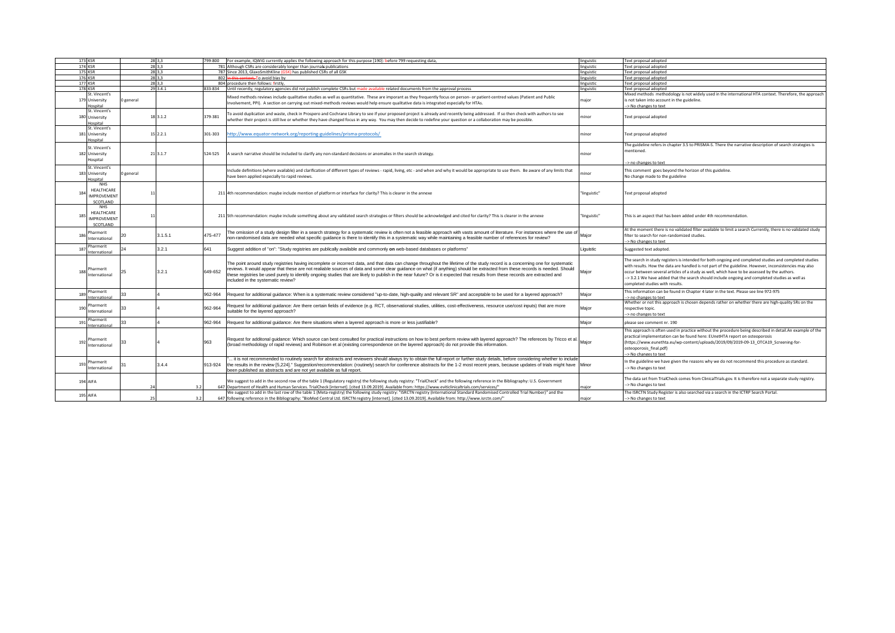| | | | | | | | |
|---|---|---|---|---|---|---|---|
| 173 | KSR | 28 | 3.3 | 799-800 | For example, IQWiG currently applies the following approach for this purpose [190]: before 799 requesting data, | linguistic | Text proposal adopted |
| 174 | KSR | 28 | 3.3 | 781 | Although CSRs are considerably longer than journals publications | linguistic | Text proposal adopted |
| 175 | KSR | 28 | 3.3 | 787 | Since 2013, GlaxoSmithKline (GSK) has published CSRs of all GSK | linguistic | Text proposal adopted |
| 176 | KSR | 28 | 3.3 | 802 | In this context, To avoid bias by | linguistic | Text proposal adopted |
| 177 | KSR | 28 | 3.3 | 804 | procedure then follows: firstly, | linguistic | Text proposal adopted |
| 178 | KSR | 29 | 3.4.1 | 833-834 | Until recently, regulatory agencies did not publish complete CSRs but made available related documents from the approval process | linguistic | Text proposal adopted |
| 179 | St. Vincent's University Hospital | 0 | general | | Mixed methods reviews include qualitative studies as well as quantitative. These are imporant as they frequently focus on person- or patient-centred values (Patient and Public Involvement, PPI). A section on carrying out mixed-methods reviews would help ensure qualitative data is integrated especially for HTAs. | major | Mixed methods methodology is not widely used in the international HTA context. Therefore, the approach is not taken into account in the guideline.<br>--> No changes to text |
| 180 | St. Vincent's University Hospital | 18 | 3.1.2 | 379-381 | To avoid duplication and waste, check in Prospero and Cochrane Library to see if your proposed project is already and recently being addressed. If so then check with authors to see whether their project is still live or whether they have changed focus in any way. You may then decide to redefine your question or a collaboration may be possible. | minor | Text proposal adopted |
| 181 | St. Vincent's University Hospital | 15 | 2.2.1 | 301-303 | http://www.equator-network.org/reporting-guidelines/prisma-protocols/ | minor | Text proposal adopted |
| 182 | St. Vincent's University Hospital | 21 | 3.1.7 | 524-525 | A search narrative should be included to clarify any non-standard decisions or anomalies in the search strategy. | minor | The guideline refers in chapter 3.5 to PRISMA-S. There the narrative description of search strategies is mentioned.<br>--> no changes to text |
| 183 | St. Vincent's University Hospital | 0 | general | | Include definitions (where available) and clarification of different types of reviews - rapid, living, etc - and when and why it would be appropriate to use them. Be aware of any limits that have been applied especially to rapid reviews. | minor | This comment goes beyond the horizon of this guideline.<br>No change made to the guideline |
| 184 | NHS HEALTHCARE IMPROVEMENT SCOTLAND | 11 | | 211 | 4th recommendation: maybe include mention of platform or interface for clarity? This is clearer in the annexe | "linguistic" | Text proposal adopted |
| 185 | NHS HEALTHCARE IMPROVEMENT SCOTLAND | 11 | | 211 | 5th recommendation: maybe include something about any validated search strategies or filters should be acknowledged and cited for clarity? This is clearer in the annexe | "linguistic" | This is an aspect that has been added under 4th recommendation. |
| 186 | Pharmerit International | 20 | 3.1.5.1 | 475-477 | The omission of a study design filter in a search strategy for a systematic review is often not a feasible approach with vasts amount of literature. For instances where the use of non-randomised data are needed what specific guidance is there to identify this in a systematic way while maintaining a feasible number of references for review? | Major | At the moment there is no validated filter available to limit a search Currently, there is no validated study filter to search for non-randomized studies.<br>--> No changes to text |
| 187 | Pharmerit International | 24 | 3.2.1 | 641 | Suggest addition of "on": "Study registries are publically available and commonly **on** web-based databases or platforms" | Liguistic | Suggested text adopted. |
| 188 | Pharmerit International | 25 | 3.2.1 | 649-652 | The point around study registries having incomplete or incorrect data, and that data can change throughout the lifetime of the study record is a concerning one for systematic reviews. It would appear that these are not realiable sources of data and some clear guidance on what (if anything) should be extracted from these records is needed. Should these registries be used purely to identify ongoing studies that are likely to publish in the near future? Or is it expected that results from these records are extracted and included in the systematic review? | Major | The search in study registers is intended for both ongoing and completed studies and completed studies with results. How the data are handled is not part of the guideline. However, inconsistencies may also occur between several articles of a study as well, which have to be assessed by the authors.<br>--> 3.2.1 We have added that the search should include ongoing and completed studies as well as completed studies with results. |
| 189 | Pharmerit International | 33 | 4 | 962-964 | Request for additional guidance: When is a systematic review considered "up-to-date, high-quality and relevant SR" and acceptable to be used for a layered approach? | Major | This information can be found in Chapter 4 later in the text. Please see line 972-975<br>--> no changes to text |
| 190 | Pharmerit International | 33 | 4 | 962-964 | Request for additional guidance: Are there certain fields of evidence (e.g. RCT, observational studies, utilities, cost-effectiveness, resource use/cost inputs) that are more suitable for the layered approach? | Major | Whether or not this approach is chosen depends rather on whether there are high-quality SRs on the respective topic.<br>--> no changes to text |
| 191 | Pharmerit International | 33 | 4 | 962-964 | Request for additional guidance: Are there situations when a layered approach is more or less justifiable? | Major | please see comment nr. 190 |
| 192 | Pharmerit International | 33 | 4 | 963 | Request for additonal guidance: Which source can best consulted for practical instructions on how to best perform review with layered approach? The refereces by Tricco et al. (broad methodology of rapid reviews) and Robinson et al (existing correspondence on the layered approach) do not provide this information. | Major | This approach is often used in practice without the procedure being described in detail.An example of the practical implementation can be found here: EUnetHTA report on osteoporosis (https://www.eunethta.eu/wp-content/uploads/2019/09/2019-09-13_OTCA19_Screening-for-osteoporosis_final.pdf)<br>--> No changes to text |
| 193 | Pharmerit International | 31 | 3.4.4 | 913-924 | "... it is not recommended to routinely search for abstracts and reviewers should always try to obtain the full report or further study details, before considering whether to include the results in the review [5,224]." Suggestion/recommendation: (routinely) search for conference abstracts for the 1-2 most recent years, because updates of trials might have been published as abstracts and are not yet available as full report. | Minor | In the guideline we have given the reasons why we do not recommend this procedure as standard.<br>--> No changes to text |
| 194 | AIFA | 24 | 3.2 | 647 | We suggest to add in the second row of the table 1 (Regulatory registry) the following study registry: "TrialCheck" and the following reference in the Bibliography: U.S. Government Department of Health and Human Services. TrialCheck [internet]. [cited 13.09.2019]. Available from: https://www.eviticlinicaltrials.com/services/" | major | The data set from TrialCheck comes from ClinicalTrials.gov. It is therefore not a separate study registry.<br>--> No changes to text |
| 195 | AIFA | 25 | 3.2 | 647 | We suggest to add in the last row of the table 1 (Meta-registry) the following study registry: "ISRCTN registry (International Standard Randomised Controlled Trial Number)" and the following reference in the Bibliography: "BioMed Central Ltd. ISRCTN registry [internet]. [cited 13.09.2019]. Available from: http://www.isrctn.com/" | major | The ISRCTN Study Register is also searched via a search in the ICTRP Search Portal.<br>--> No changes to text |